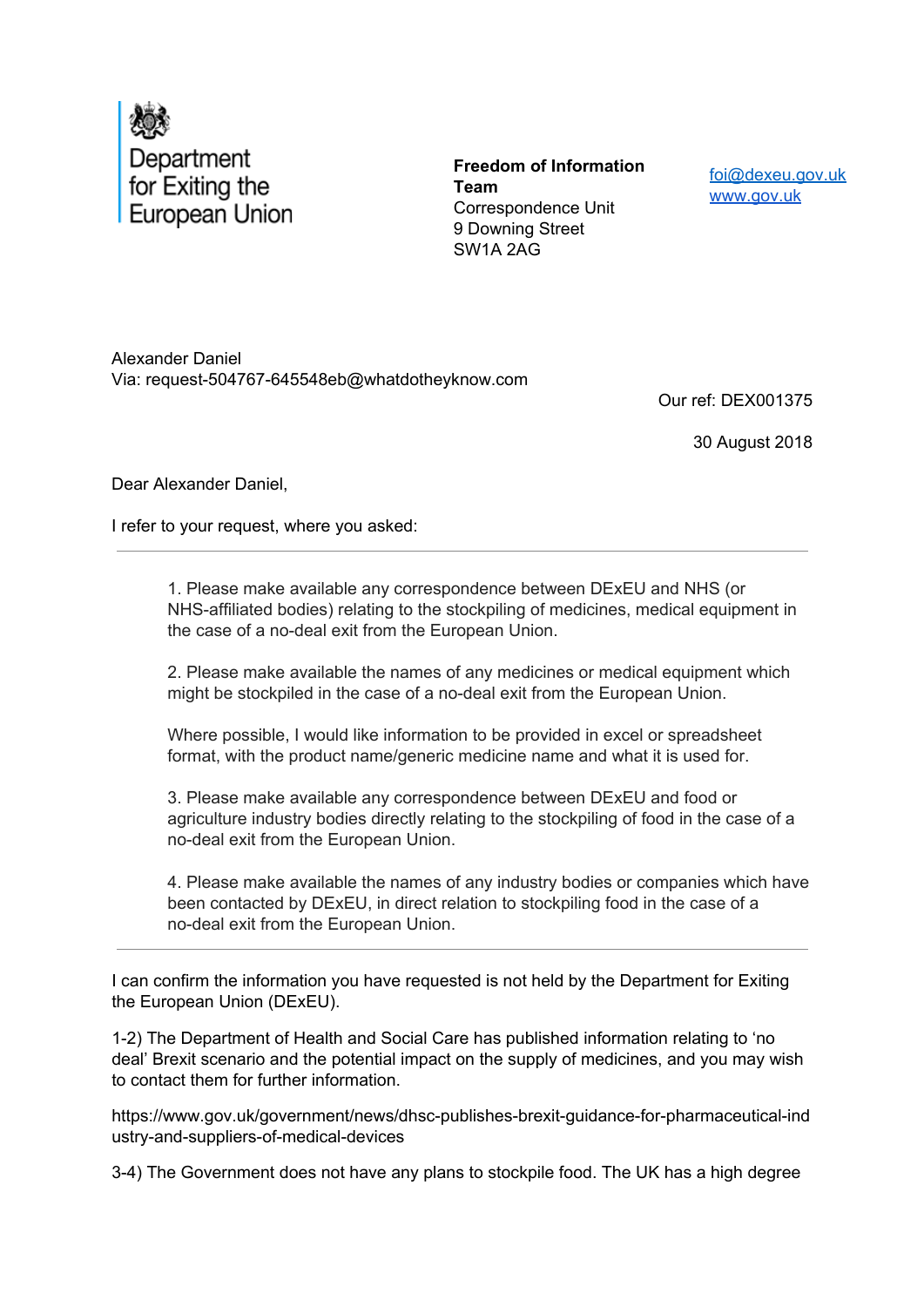Department for Exiting the European Union

**Freedom of Information Team**
Correspondence Unit
9 Downing Street
SW1A 2AG

foi@dexeu.gov.uk
www.gov.uk

Alexander Daniel
Via: request-504767-645548eb@whatdotheyknow.com

Our ref: DEX001375

30 August 2018

Dear Alexander Daniel,

I refer to your request, where you asked:

---

> 1. Please make available any correspondence between DExEU and NHS (or NHS-affiliated bodies) relating to the stockpiling of medicines, medical equipment in the case of a no-deal exit from the European Union.
>
> 2. Please make available the names of any medicines or medical equipment which might be stockpiled in the case of a no-deal exit from the European Union.
>
> Where possible, I would like information to be provided in excel or spreadsheet format, with the product name/generic medicine name and what it is used for.
>
> 3. Please make available any correspondence between DExEU and food or agriculture industry bodies directly relating to the stockpiling of food in the case of a no-deal exit from the European Union.
>
> 4. Please make available the names of any industry bodies or companies which have been contacted by DExEU, in direct relation to stockpiling food in the case of a no-deal exit from the European Union.

---

I can confirm the information you have requested is not held by the Department for Exiting the European Union (DExEU).

1-2) The Department of Health and Social Care has published information relating to 'no deal' Brexit scenario and the potential impact on the supply of medicines, and you may wish to contact them for further information.

https://www.gov.uk/government/news/dhsc-publishes-brexit-guidance-for-pharmaceutical-industry-and-suppliers-of-medical-devices

3-4) The Government does not have any plans to stockpile food. The UK has a high degree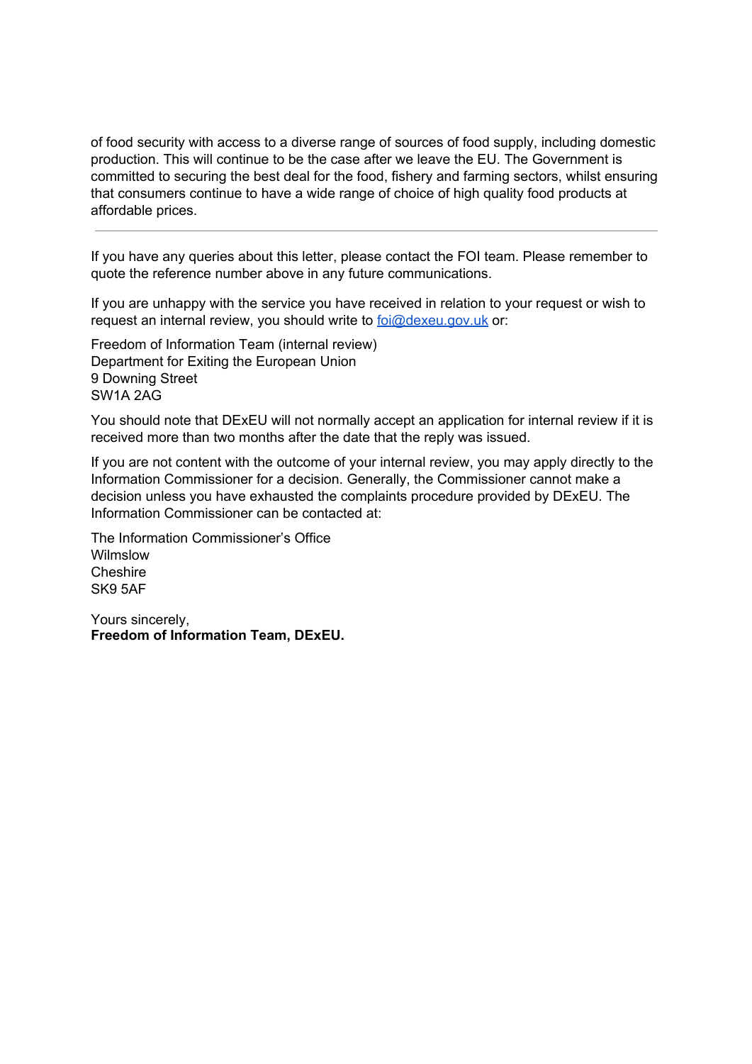of food security with access to a diverse range of sources of food supply, including domestic production. This will continue to be the case after we leave the EU. The Government is committed to securing the best deal for the food, fishery and farming sectors, whilst ensuring that consumers continue to have a wide range of choice of high quality food products at affordable prices.

---

If you have any queries about this letter, please contact the FOI team. Please remember to quote the reference number above in any future communications.

If you are unhappy with the service you have received in relation to your request or wish to request an internal review, you should write to foi@dexeu.gov.uk or:

Freedom of Information Team (internal review)
Department for Exiting the European Union
9 Downing Street
SW1A 2AG

You should note that DExEU will not normally accept an application for internal review if it is received more than two months after the date that the reply was issued.

If you are not content with the outcome of your internal review, you may apply directly to the Information Commissioner for a decision. Generally, the Commissioner cannot make a decision unless you have exhausted the complaints procedure provided by DExEU. The Information Commissioner can be contacted at:

The Information Commissioner's Office
Wilmslow
Cheshire
SK9 5AF

Yours sincerely,
**Freedom of Information Team, DExEU.**